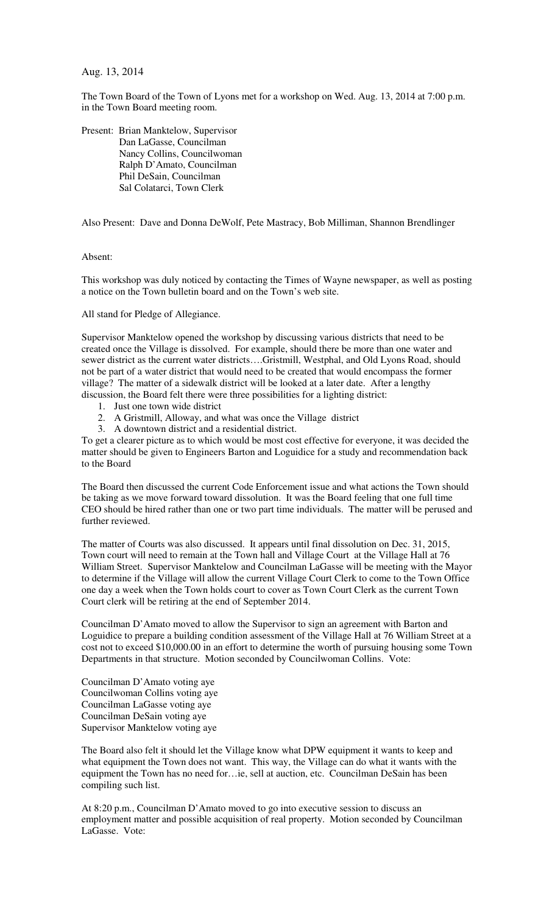Aug. 13, 2014

The Town Board of the Town of Lyons met for a workshop on Wed. Aug. 13, 2014 at 7:00 p.m. in the Town Board meeting room.

Present: Brian Manktelow, Supervisor
Dan LaGasse, Councilman
Nancy Collins, Councilwoman
Ralph D'Amato, Councilman
Phil DeSain, Councilman
Sal Colatarci, Town Clerk

Also Present: Dave and Donna DeWolf, Pete Mastracy, Bob Milliman, Shannon Brendlinger

Absent:

This workshop was duly noticed by contacting the Times of Wayne newspaper, as well as posting a notice on the Town bulletin board and on the Town's web site.

All stand for Pledge of Allegiance.

Supervisor Manktelow opened the workshop by discussing various districts that need to be created once the Village is dissolved. For example, should there be more than one water and sewer district as the current water districts….Gristmill, Westphal, and Old Lyons Road, should not be part of a water district that would need to be created that would encompass the former village? The matter of a sidewalk district will be looked at a later date. After a lengthy discussion, the Board felt there were three possibilities for a lighting district:

1. Just one town wide district
2. A Gristmill, Alloway, and what was once the Village district
3. A downtown district and a residential district.

To get a clearer picture as to which would be most cost effective for everyone, it was decided the matter should be given to Engineers Barton and Loguidice for a study and recommendation back to the Board

The Board then discussed the current Code Enforcement issue and what actions the Town should be taking as we move forward toward dissolution. It was the Board feeling that one full time CEO should be hired rather than one or two part time individuals. The matter will be perused and further reviewed.

The matter of Courts was also discussed. It appears until final dissolution on Dec. 31, 2015, Town court will need to remain at the Town hall and Village Court at the Village Hall at 76 William Street. Supervisor Manktelow and Councilman LaGasse will be meeting with the Mayor to determine if the Village will allow the current Village Court Clerk to come to the Town Office one day a week when the Town holds court to cover as Town Court Clerk as the current Town Court clerk will be retiring at the end of September 2014.

Councilman D'Amato moved to allow the Supervisor to sign an agreement with Barton and Loguidice to prepare a building condition assessment of the Village Hall at 76 William Street at a cost not to exceed $10,000.00 in an effort to determine the worth of pursuing housing some Town Departments in that structure. Motion seconded by Councilwoman Collins. Vote:

Councilman D'Amato voting aye
Councilwoman Collins voting aye
Councilman LaGasse voting aye
Councilman DeSain voting aye
Supervisor Manktelow voting aye

The Board also felt it should let the Village know what DPW equipment it wants to keep and what equipment the Town does not want. This way, the Village can do what it wants with the equipment the Town has no need for…ie, sell at auction, etc. Councilman DeSain has been compiling such list.

At 8:20 p.m., Councilman D'Amato moved to go into executive session to discuss an employment matter and possible acquisition of real property. Motion seconded by Councilman LaGasse. Vote: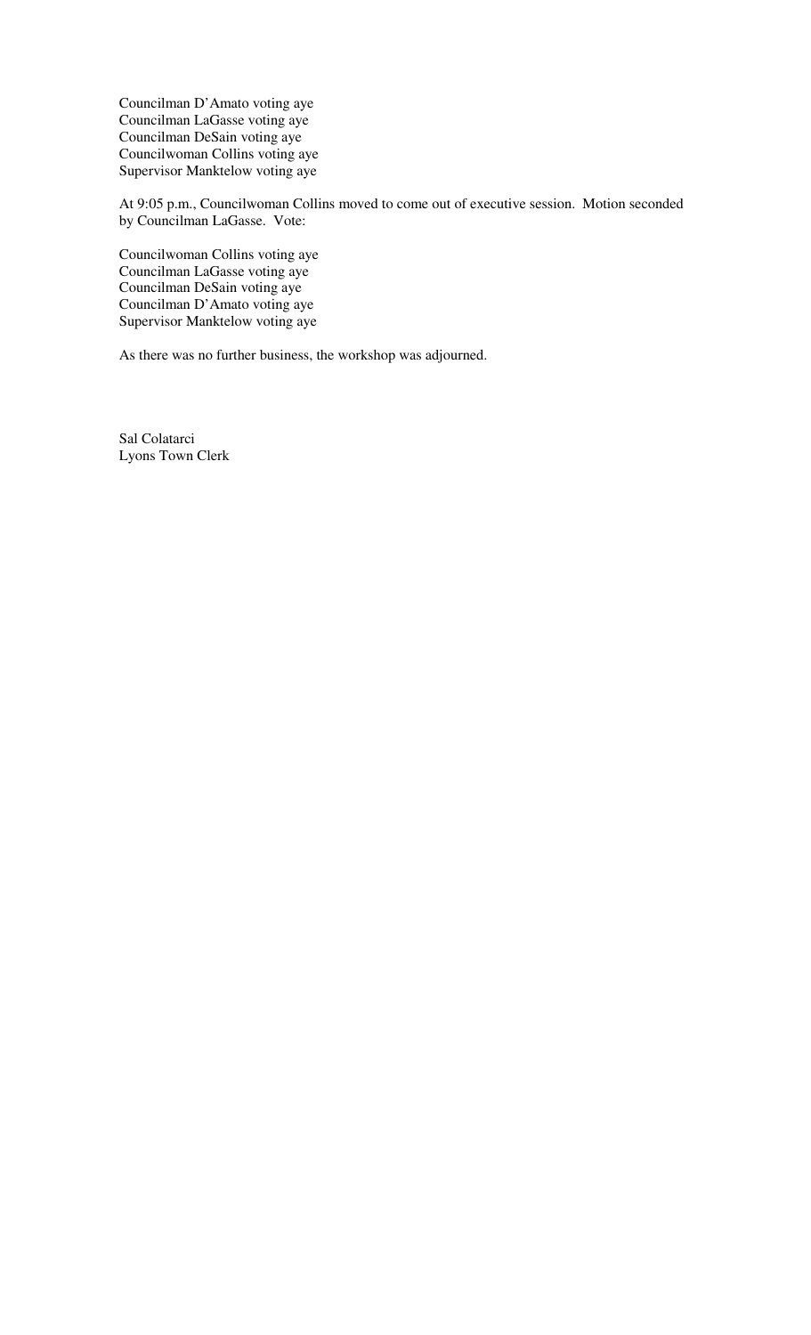Councilman D'Amato voting aye
Councilman LaGasse voting aye
Councilman DeSain voting aye
Councilwoman Collins voting aye
Supervisor Manktelow voting aye

At 9:05 p.m., Councilwoman Collins moved to come out of executive session. Motion seconded by Councilman LaGasse. Vote:

Councilwoman Collins voting aye
Councilman LaGasse voting aye
Councilman DeSain voting aye
Councilman D'Amato voting aye
Supervisor Manktelow voting aye

As there was no further business, the workshop was adjourned.

Sal Colatarci
Lyons Town Clerk